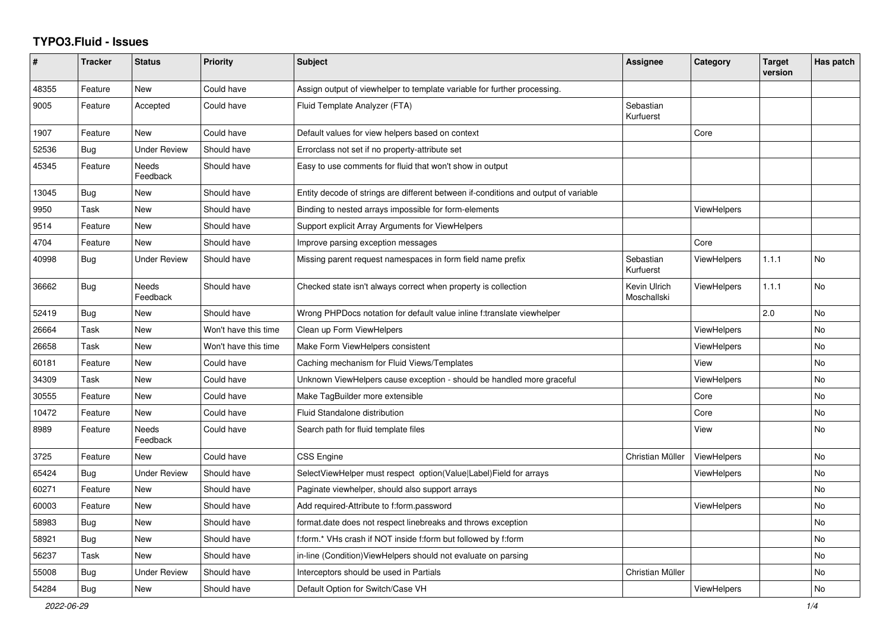# TYPO3.Fluid - Issues

| # | Tracker | Status | Priority | Subject | Assignee | Category | Target version | Has patch |
|---|---|---|---|---|---|---|---|---|
| 48355 | Feature | New | Could have | Assign output of viewhelper to template variable for further processing. | | | | |
| 9005 | Feature | Accepted | Could have | Fluid Template Analyzer (FTA) | Sebastian Kurfuerst | | | |
| 1907 | Feature | New | Could have | Default values for view helpers based on context | | Core | | |
| 52536 | Bug | Under Review | Should have | Errorclass not set if no property-attribute set | | | | |
| 45345 | Feature | Needs Feedback | Should have | Easy to use comments for fluid that won't show in output | | | | |
| 13045 | Bug | New | Should have | Entity decode of strings are different between if-conditions and output of variable | | | | |
| 9950 | Task | New | Should have | Binding to nested arrays impossible for form-elements | | ViewHelpers | | |
| 9514 | Feature | New | Should have | Support explicit Array Arguments for ViewHelpers | | | | |
| 4704 | Feature | New | Should have | Improve parsing exception messages | | Core | | |
| 40998 | Bug | Under Review | Should have | Missing parent request namespaces in form field name prefix | Sebastian Kurfuerst | ViewHelpers | 1.1.1 | No |
| 36662 | Bug | Needs Feedback | Should have | Checked state isn't always correct when property is collection | Kevin Ulrich Moschallski | ViewHelpers | 1.1.1 | No |
| 52419 | Bug | New | Should have | Wrong PHPDocs notation for default value inline f:translate viewhelper | | | 2.0 | No |
| 26664 | Task | New | Won't have this time | Clean up Form ViewHelpers | | ViewHelpers | | No |
| 26658 | Task | New | Won't have this time | Make Form ViewHelpers consistent | | ViewHelpers | | No |
| 60181 | Feature | New | Could have | Caching mechanism for Fluid Views/Templates | | View | | No |
| 34309 | Task | New | Could have | Unknown ViewHelpers cause exception - should be handled more graceful | | ViewHelpers | | No |
| 30555 | Feature | New | Could have | Make TagBuilder more extensible | | Core | | No |
| 10472 | Feature | New | Could have | Fluid Standalone distribution | | Core | | No |
| 8989 | Feature | Needs Feedback | Could have | Search path for fluid template files | | View | | No |
| 3725 | Feature | New | Could have | CSS Engine | Christian Müller | ViewHelpers | | No |
| 65424 | Bug | Under Review | Should have | SelectViewHelper must respect option(Value\|Label)Field for arrays | | ViewHelpers | | No |
| 60271 | Feature | New | Should have | Paginate viewhelper, should also support arrays | | | | No |
| 60003 | Feature | New | Should have | Add required-Attribute to f:form.password | | ViewHelpers | | No |
| 58983 | Bug | New | Should have | format.date does not respect linebreaks and throws exception | | | | No |
| 58921 | Bug | New | Should have | f:form.* VHs crash if NOT inside f:form but followed by f:form | | | | No |
| 56237 | Task | New | Should have | in-line (Condition)ViewHelpers should not evaluate on parsing | | | | No |
| 55008 | Bug | Under Review | Should have | Interceptors should be used in Partials | Christian Müller | | | No |
| 54284 | Bug | New | Should have | Default Option for Switch/Case VH | | ViewHelpers | | No |

2022-06-29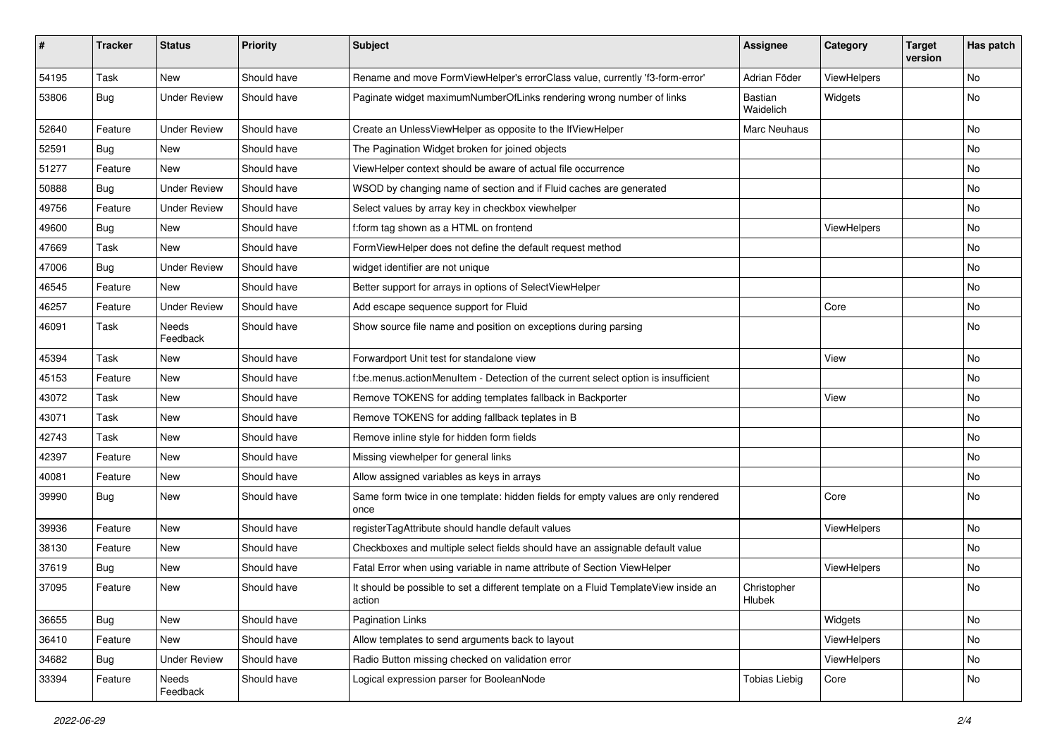| # | Tracker | Status | Priority | Subject | Assignee | Category | Target version | Has patch |
|---|---|---|---|---|---|---|---|---|
| 54195 | Task | New | Should have | Rename and move FormViewHelper's errorClass value, currently 'f3-form-error' | Adrian Föder | ViewHelpers | | No |
| 53806 | Bug | Under Review | Should have | Paginate widget maximumNumberOfLinks rendering wrong number of links | Bastian Waidelich | Widgets | | No |
| 52640 | Feature | Under Review | Should have | Create an UnlessViewHelper as opposite to the IfViewHelper | Marc Neuhaus | | | No |
| 52591 | Bug | New | Should have | The Pagination Widget broken for joined objects | | | | No |
| 51277 | Feature | New | Should have | ViewHelper context should be aware of actual file occurrence | | | | No |
| 50888 | Bug | Under Review | Should have | WSOD by changing name of section and if Fluid caches are generated | | | | No |
| 49756 | Feature | Under Review | Should have | Select values by array key in checkbox viewhelper | | | | No |
| 49600 | Bug | New | Should have | f:form tag shown as a HTML on frontend | | ViewHelpers | | No |
| 47669 | Task | New | Should have | FormViewHelper does not define the default request method | | | | No |
| 47006 | Bug | Under Review | Should have | widget identifier are not unique | | | | No |
| 46545 | Feature | New | Should have | Better support for arrays in options of SelectViewHelper | | | | No |
| 46257 | Feature | Under Review | Should have | Add escape sequence support for Fluid | | Core | | No |
| 46091 | Task | Needs Feedback | Should have | Show source file name and position on exceptions during parsing | | | | No |
| 45394 | Task | New | Should have | Forwardport Unit test for standalone view | | View | | No |
| 45153 | Feature | New | Should have | f:be.menus.actionMenuItem - Detection of the current select option is insufficient | | | | No |
| 43072 | Task | New | Should have | Remove TOKENS for adding templates fallback in Backporter | | View | | No |
| 43071 | Task | New | Should have | Remove TOKENS for adding fallback teplates in B | | | | No |
| 42743 | Task | New | Should have | Remove inline style for hidden form fields | | | | No |
| 42397 | Feature | New | Should have | Missing viewhelper for general links | | | | No |
| 40081 | Feature | New | Should have | Allow assigned variables as keys in arrays | | | | No |
| 39990 | Bug | New | Should have | Same form twice in one template: hidden fields for empty values are only rendered once | | Core | | No |
| 39936 | Feature | New | Should have | registerTagAttribute should handle default values | | ViewHelpers | | No |
| 38130 | Feature | New | Should have | Checkboxes and multiple select fields should have an assignable default value | | | | No |
| 37619 | Bug | New | Should have | Fatal Error when using variable in name attribute of Section ViewHelper | | ViewHelpers | | No |
| 37095 | Feature | New | Should have | It should be possible to set a different template on a Fluid TemplateView inside an action | Christopher Hlubek | | | No |
| 36655 | Bug | New | Should have | Pagination Links | | Widgets | | No |
| 36410 | Feature | New | Should have | Allow templates to send arguments back to layout | | ViewHelpers | | No |
| 34682 | Bug | Under Review | Should have | Radio Button missing checked on validation error | | ViewHelpers | | No |
| 33394 | Feature | Needs Feedback | Should have | Logical expression parser for BooleanNode | Tobias Liebig | Core | | No |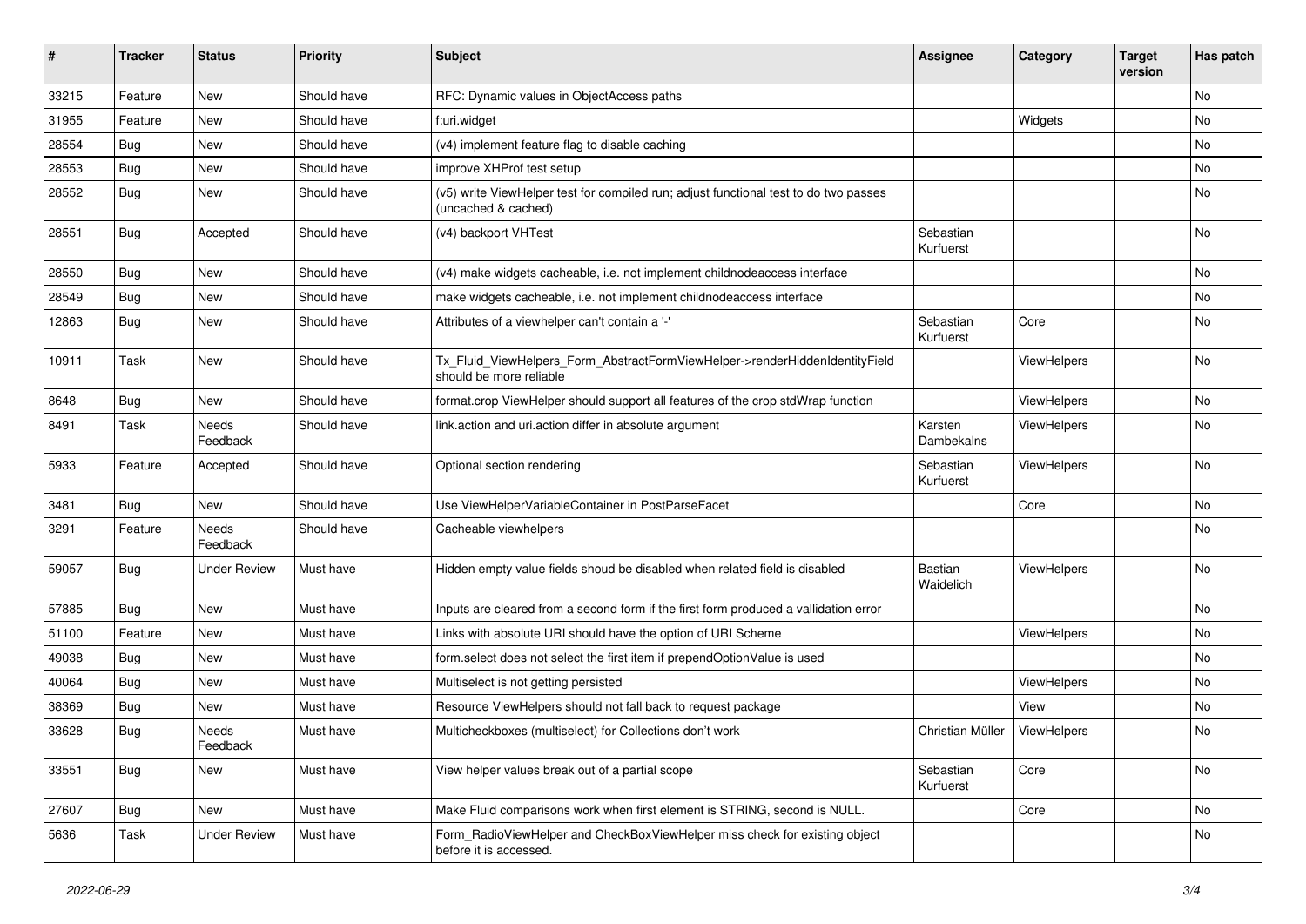| # | Tracker | Status | Priority | Subject | Assignee | Category | Target version | Has patch |
|---|---|---|---|---|---|---|---|---|
| 33215 | Feature | New | Should have | RFC: Dynamic values in ObjectAccess paths | | | | No |
| 31955 | Feature | New | Should have | f:uri.widget | | Widgets | | No |
| 28554 | Bug | New | Should have | (v4) implement feature flag to disable caching | | | | No |
| 28553 | Bug | New | Should have | improve XHProf test setup | | | | No |
| 28552 | Bug | New | Should have | (v5) write ViewHelper test for compiled run; adjust functional test to do two passes (uncached & cached) | | | | No |
| 28551 | Bug | Accepted | Should have | (v4) backport VHTest | Sebastian Kurfuerst | | | No |
| 28550 | Bug | New | Should have | (v4) make widgets cacheable, i.e. not implement childnodeaccess interface | | | | No |
| 28549 | Bug | New | Should have | make widgets cacheable, i.e. not implement childnodeaccess interface | | | | No |
| 12863 | Bug | New | Should have | Attributes of a viewhelper can't contain a '-' | Sebastian Kurfuerst | Core | | No |
| 10911 | Task | New | Should have | Tx_Fluid_ViewHelpers_Form_AbstractFormViewHelper->renderHiddenIdentityField should be more reliable | | ViewHelpers | | No |
| 8648 | Bug | New | Should have | format.crop ViewHelper should support all features of the crop stdWrap function | | ViewHelpers | | No |
| 8491 | Task | Needs Feedback | Should have | link.action and uri.action differ in absolute argument | Karsten Dambekalns | ViewHelpers | | No |
| 5933 | Feature | Accepted | Should have | Optional section rendering | Sebastian Kurfuerst | ViewHelpers | | No |
| 3481 | Bug | New | Should have | Use ViewHelperVariableContainer in PostParseFacet | | Core | | No |
| 3291 | Feature | Needs Feedback | Should have | Cacheable viewhelpers | | | | No |
| 59057 | Bug | Under Review | Must have | Hidden empty value fields shoud be disabled when related field is disabled | Bastian Waidelich | ViewHelpers | | No |
| 57885 | Bug | New | Must have | Inputs are cleared from a second form if the first form produced a vallidation error | | | | No |
| 51100 | Feature | New | Must have | Links with absolute URI should have the option of URI Scheme | | ViewHelpers | | No |
| 49038 | Bug | New | Must have | form.select does not select the first item if prependOptionValue is used | | | | No |
| 40064 | Bug | New | Must have | Multiselect is not getting persisted | | ViewHelpers | | No |
| 38369 | Bug | New | Must have | Resource ViewHelpers should not fall back to request package | | View | | No |
| 33628 | Bug | Needs Feedback | Must have | Multicheckboxes (multiselect) for Collections don't work | Christian Müller | ViewHelpers | | No |
| 33551 | Bug | New | Must have | View helper values break out of a partial scope | Sebastian Kurfuerst | Core | | No |
| 27607 | Bug | New | Must have | Make Fluid comparisons work when first element is STRING, second is NULL. | | Core | | No |
| 5636 | Task | Under Review | Must have | Form_RadioViewHelper and CheckBoxViewHelper miss check for existing object before it is accessed. | | | | No |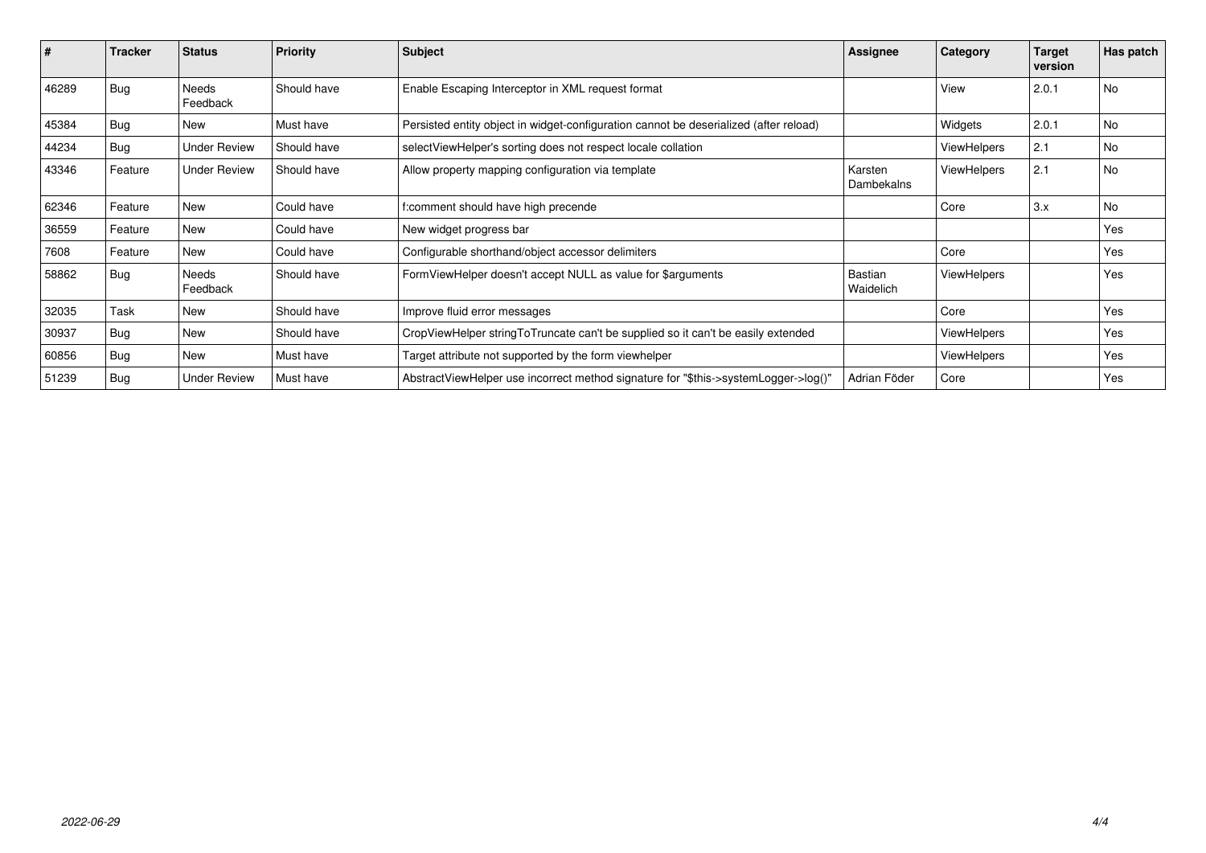| # | Tracker | Status | Priority | Subject | Assignee | Category | Target version | Has patch |
|---|---|---|---|---|---|---|---|---|
| 46289 | Bug | Needs Feedback | Should have | Enable Escaping Interceptor in XML request format | | View | 2.0.1 | No |
| 45384 | Bug | New | Must have | Persisted entity object in widget-configuration cannot be deserialized (after reload) | | Widgets | 2.0.1 | No |
| 44234 | Bug | Under Review | Should have | selectViewHelper's sorting does not respect locale collation | | ViewHelpers | 2.1 | No |
| 43346 | Feature | Under Review | Should have | Allow property mapping configuration via template | Karsten Dambekalns | ViewHelpers | 2.1 | No |
| 62346 | Feature | New | Could have | f:comment should have high precende | | Core | 3.x | No |
| 36559 | Feature | New | Could have | New widget progress bar | | | | Yes |
| 7608 | Feature | New | Could have | Configurable shorthand/object accessor delimiters | | Core | | Yes |
| 58862 | Bug | Needs Feedback | Should have | FormViewHelper doesn't accept NULL as value for $arguments | Bastian Waidelich | ViewHelpers | | Yes |
| 32035 | Task | New | Should have | Improve fluid error messages | | Core | | Yes |
| 30937 | Bug | New | Should have | CropViewHelper stringToTruncate can't be supplied so it can't be easily extended | | ViewHelpers | | Yes |
| 60856 | Bug | New | Must have | Target attribute not supported by the form viewhelper | | ViewHelpers | | Yes |
| 51239 | Bug | Under Review | Must have | AbstractViewHelper use incorrect method signature for "$this->systemLogger->log()" | Adrian Föder | Core | | Yes |